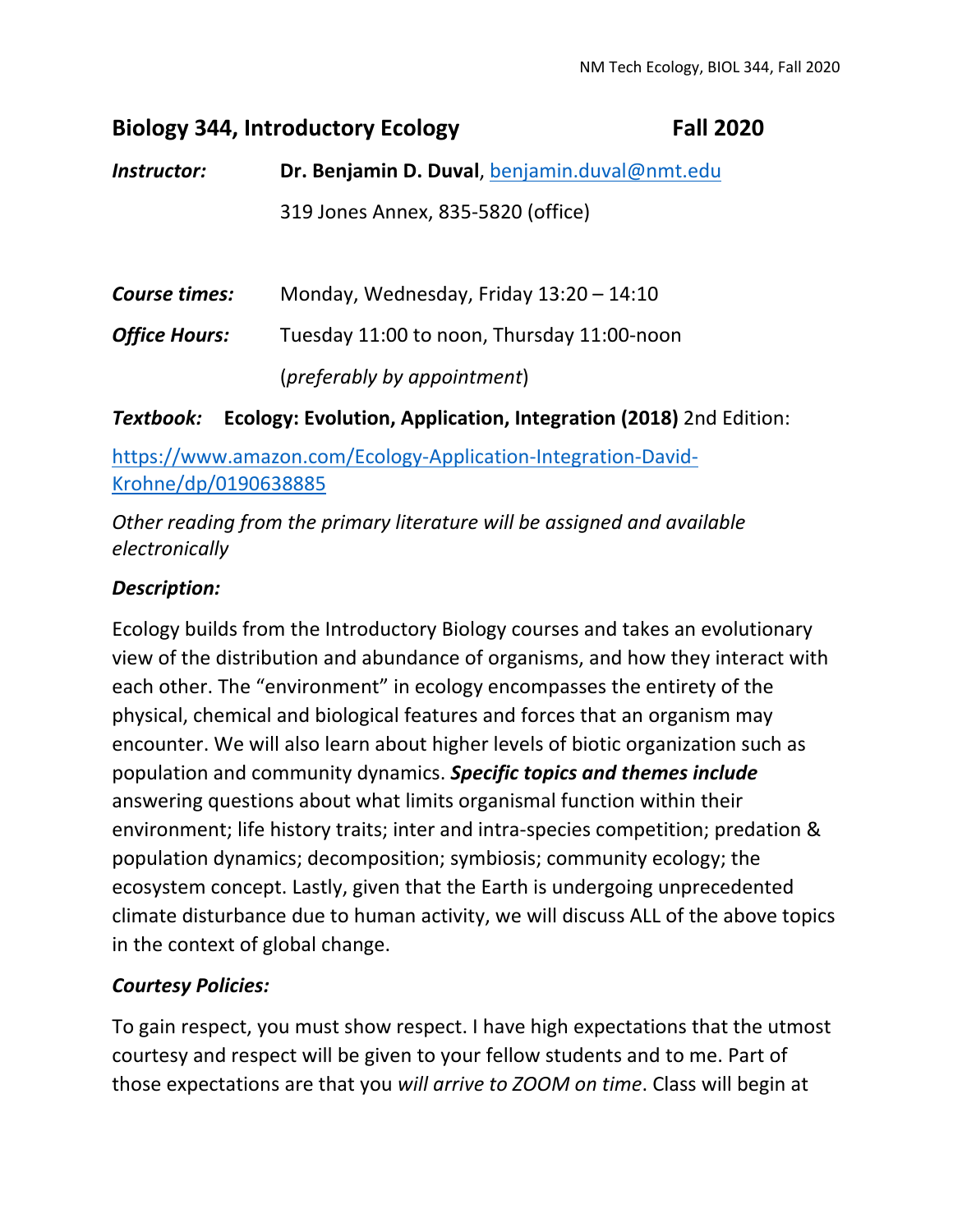# Biology 344, Introductory Ecology — Fall 2020

***Instructor:*** **Dr. Benjamin D. Duval**, benjamin.duval@nmt.edu

319 Jones Annex, 835-5820 (office)

***Course times:*** Monday, Wednesday, Friday 13:20 – 14:10

***Office Hours:*** Tuesday 11:00 to noon, Thursday 11:00-noon

(*preferably by appointment*)

***Textbook:*** **Ecology: Evolution, Application, Integration (2018)** 2nd Edition:

https://www.amazon.com/Ecology-Application-Integration-David-Krohne/dp/0190638885

*Other reading from the primary literature will be assigned and available electronically*

### *Description:*

Ecology builds from the Introductory Biology courses and takes an evolutionary view of the distribution and abundance of organisms, and how they interact with each other. The "environment" in ecology encompasses the entirety of the physical, chemical and biological features and forces that an organism may encounter. We will also learn about higher levels of biotic organization such as population and community dynamics. ***Specific topics and themes include*** answering questions about what limits organismal function within their environment; life history traits; inter and intra-species competition; predation & population dynamics; decomposition; symbiosis; community ecology; the ecosystem concept. Lastly, given that the Earth is undergoing unprecedented climate disturbance due to human activity, we will discuss ALL of the above topics in the context of global change.

### *Courtesy Policies:*

To gain respect, you must show respect. I have high expectations that the utmost courtesy and respect will be given to your fellow students and to me. Part of those expectations are that you *will arrive to ZOOM on time*. Class will begin at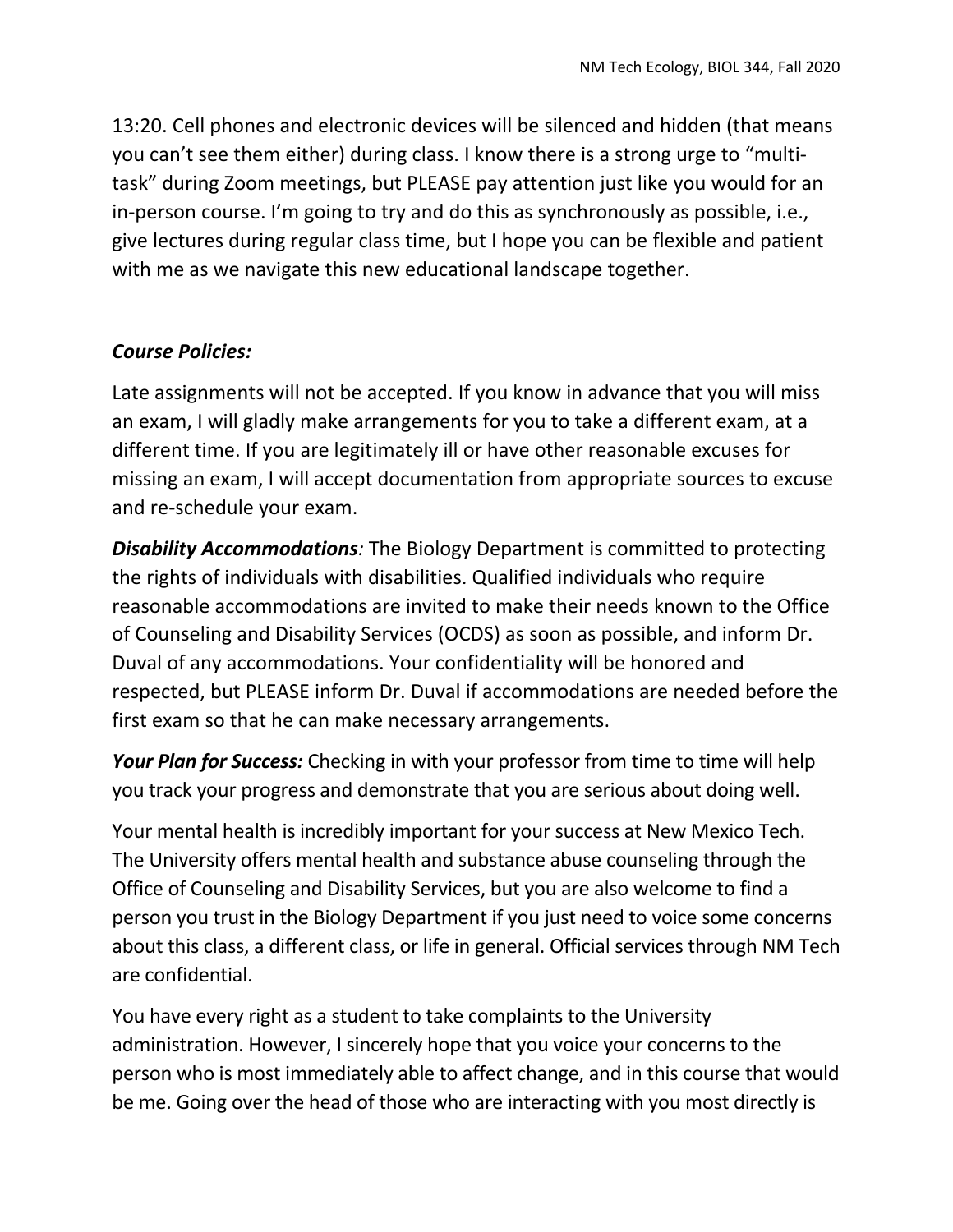13:20. Cell phones and electronic devices will be silenced and hidden (that means you can't see them either) during class. I know there is a strong urge to "multi-task" during Zoom meetings, but PLEASE pay attention just like you would for an in-person course. I'm going to try and do this as synchronously as possible, i.e., give lectures during regular class time, but I hope you can be flexible and patient with me as we navigate this new educational landscape together.

***Course Policies:***

Late assignments will not be accepted. If you know in advance that you will miss an exam, I will gladly make arrangements for you to take a different exam, at a different time. If you are legitimately ill or have other reasonable excuses for missing an exam, I will accept documentation from appropriate sources to excuse and re-schedule your exam.

***Disability Accommodations**:* The Biology Department is committed to protecting the rights of individuals with disabilities. Qualified individuals who require reasonable accommodations are invited to make their needs known to the Office of Counseling and Disability Services (OCDS) as soon as possible, and inform Dr. Duval of any accommodations. Your confidentiality will be honored and respected, but PLEASE inform Dr. Duval if accommodations are needed before the first exam so that he can make necessary arrangements.

***Your Plan for Success:*** Checking in with your professor from time to time will help you track your progress and demonstrate that you are serious about doing well.

Your mental health is incredibly important for your success at New Mexico Tech. The University offers mental health and substance abuse counseling through the Office of Counseling and Disability Services, but you are also welcome to find a person you trust in the Biology Department if you just need to voice some concerns about this class, a different class, or life in general. Official services through NM Tech are confidential.

You have every right as a student to take complaints to the University administration. However, I sincerely hope that you voice your concerns to the person who is most immediately able to affect change, and in this course that would be me. Going over the head of those who are interacting with you most directly is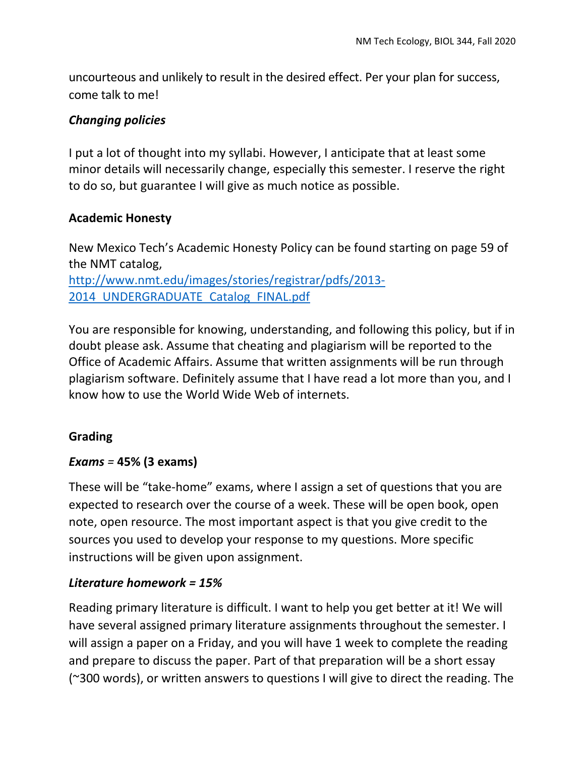uncourteous and unlikely to result in the desired effect. Per your plan for success, come talk to me!

### *Changing policies*

I put a lot of thought into my syllabi. However, I anticipate that at least some minor details will necessarily change, especially this semester. I reserve the right to do so, but guarantee I will give as much notice as possible.

## Academic Honesty

New Mexico Tech's Academic Honesty Policy can be found starting on page 59 of the NMT catalog,
[http://www.nmt.edu/images/stories/registrar/pdfs/2013-2014_UNDERGRADUATE_Catalog_FINAL.pdf](http://www.nmt.edu/images/stories/registrar/pdfs/2013-2014_UNDERGRADUATE_Catalog_FINAL.pdf)

You are responsible for knowing, understanding, and following this policy, but if in doubt please ask. Assume that cheating and plagiarism will be reported to the Office of Academic Affairs. Assume that written assignments will be run through plagiarism software. Definitely assume that I have read a lot more than you, and I know how to use the World Wide Web of internets.

## Grading

### *Exams* = 45% (3 exams)

These will be "take-home" exams, where I assign a set of questions that you are expected to research over the course of a week. These will be open book, open note, open resource. The most important aspect is that you give credit to the sources you used to develop your response to my questions. More specific instructions will be given upon assignment.

### *Literature homework = 15%*

Reading primary literature is difficult. I want to help you get better at it! We will have several assigned primary literature assignments throughout the semester. I will assign a paper on a Friday, and you will have 1 week to complete the reading and prepare to discuss the paper. Part of that preparation will be a short essay (~300 words), or written answers to questions I will give to direct the reading. The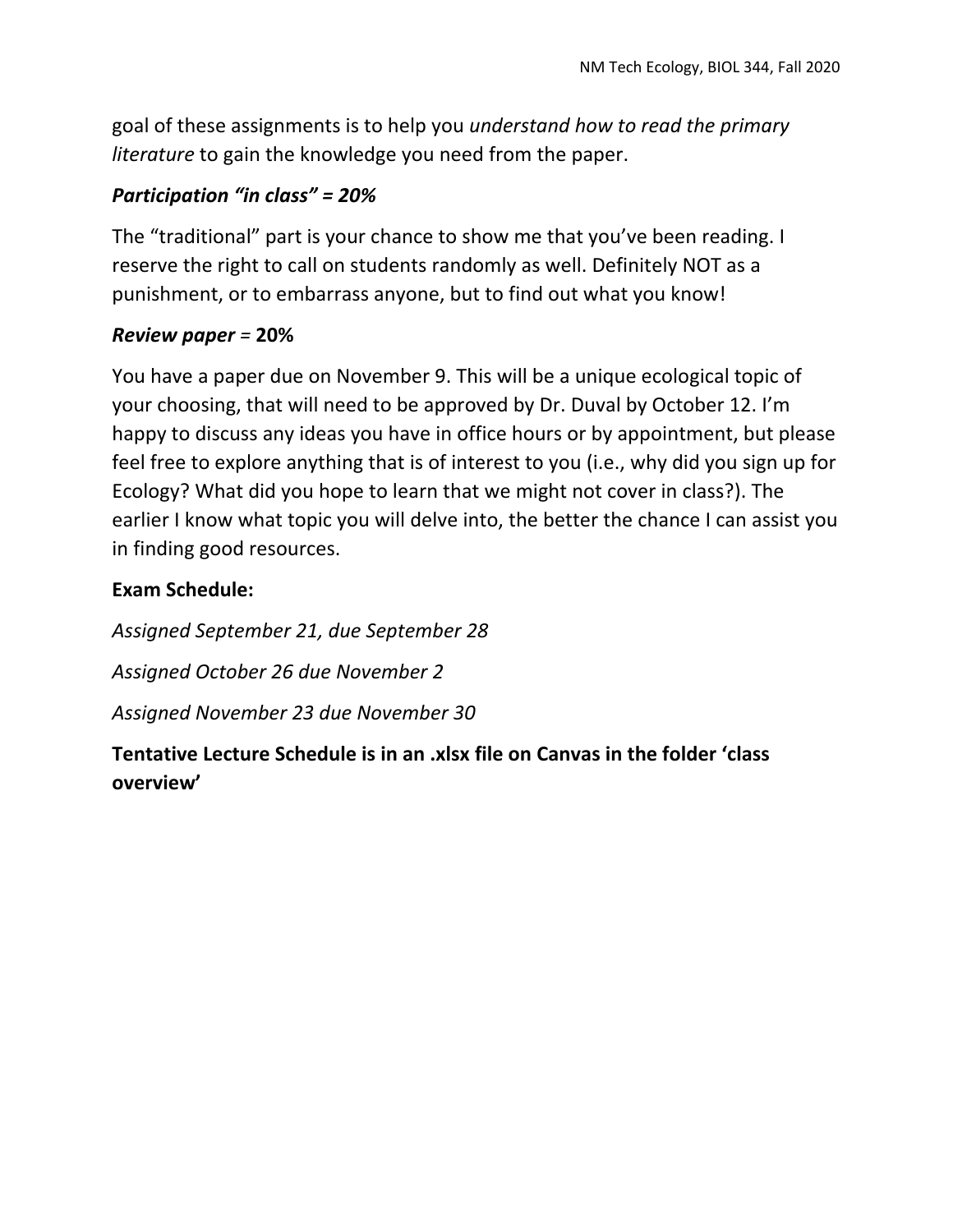goal of these assignments is to help you *understand how to read the primary literature* to gain the knowledge you need from the paper.

***Participation "in class" = 20%***

The "traditional" part is your chance to show me that you've been reading. I reserve the right to call on students randomly as well. Definitely NOT as a punishment, or to embarrass anyone, but to find out what you know!

***Review paper* = 20%**

You have a paper due on November 9. This will be a unique ecological topic of your choosing, that will need to be approved by Dr. Duval by October 12. I'm happy to discuss any ideas you have in office hours or by appointment, but please feel free to explore anything that is of interest to you (i.e., why did you sign up for Ecology? What did you hope to learn that we might not cover in class?). The earlier I know what topic you will delve into, the better the chance I can assist you in finding good resources.

**Exam Schedule:**

*Assigned September 21, due September 28*

*Assigned October 26 due November 2*

*Assigned November 23 due November 30*

**Tentative Lecture Schedule is in an .xlsx file on Canvas in the folder 'class overview'**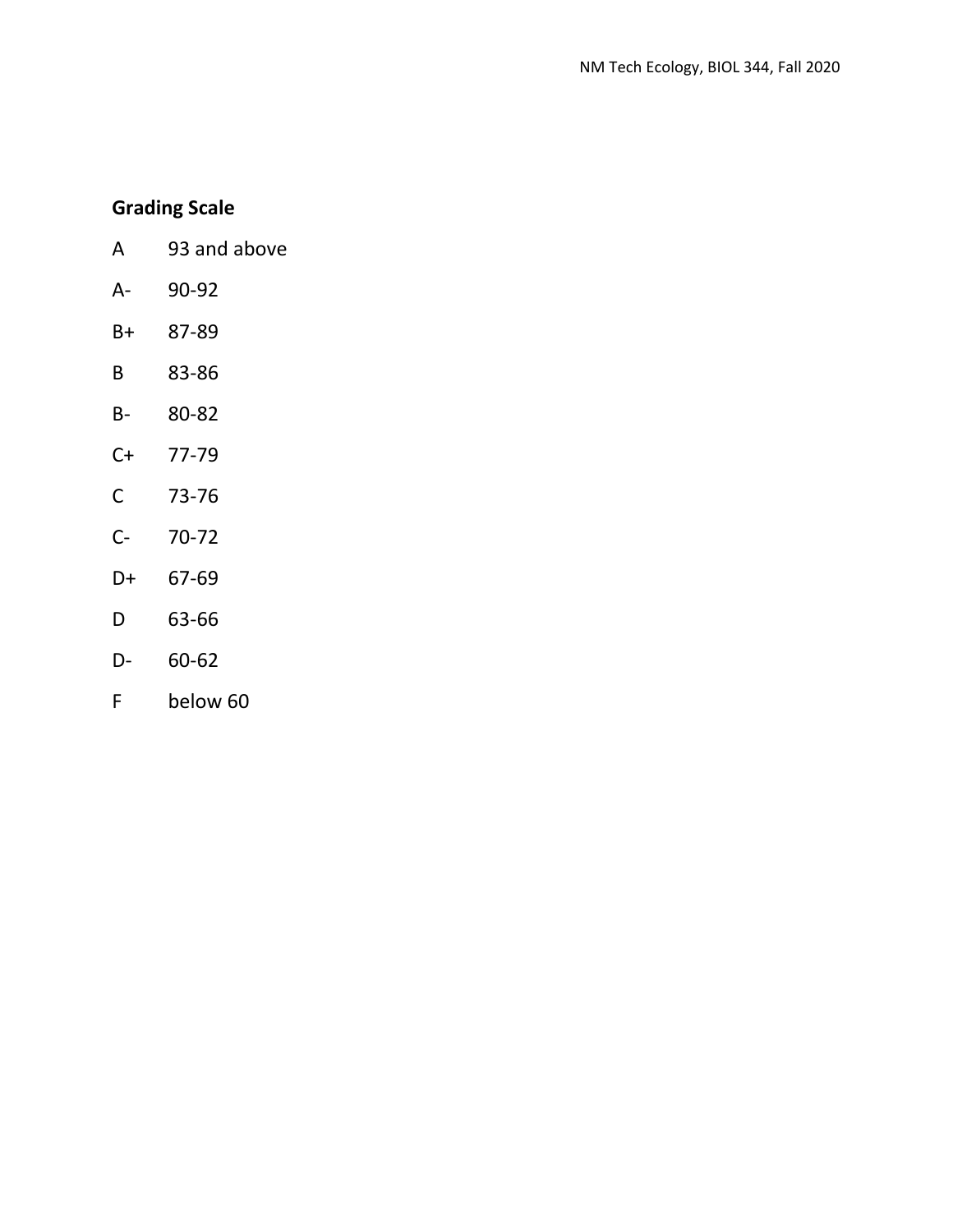## Grading Scale

| | |
|---|---|
| A | 93 and above |
| A- | 90-92 |
| B+ | 87-89 |
| B | 83-86 |
| B- | 80-82 |
| C+ | 77-79 |
| C | 73-76 |
| C- | 70-72 |
| D+ | 67-69 |
| D | 63-66 |
| D- | 60-62 |
| F | below 60 |